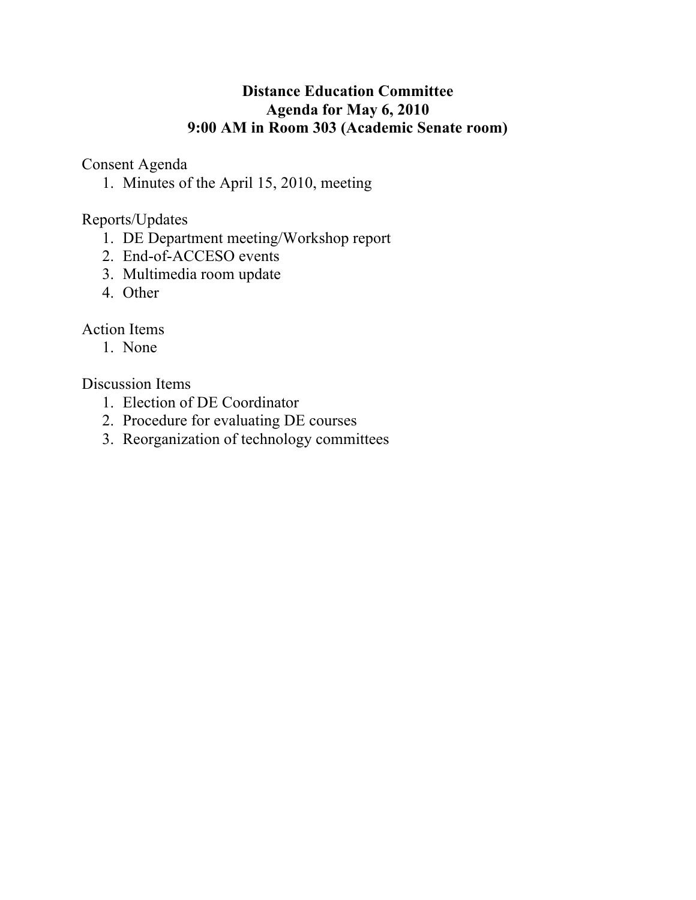# Distance Education Committee
## Agenda for May 6, 2010
## 9:00 AM in Room 303 (Academic Senate room)

Consent Agenda

1. Minutes of the April 15, 2010, meeting

Reports/Updates

1. DE Department meeting/Workshop report
2. End-of-ACCESO events
3. Multimedia room update
4. Other

Action Items

1. None

Discussion Items

1. Election of DE Coordinator
2. Procedure for evaluating DE courses
3. Reorganization of technology committees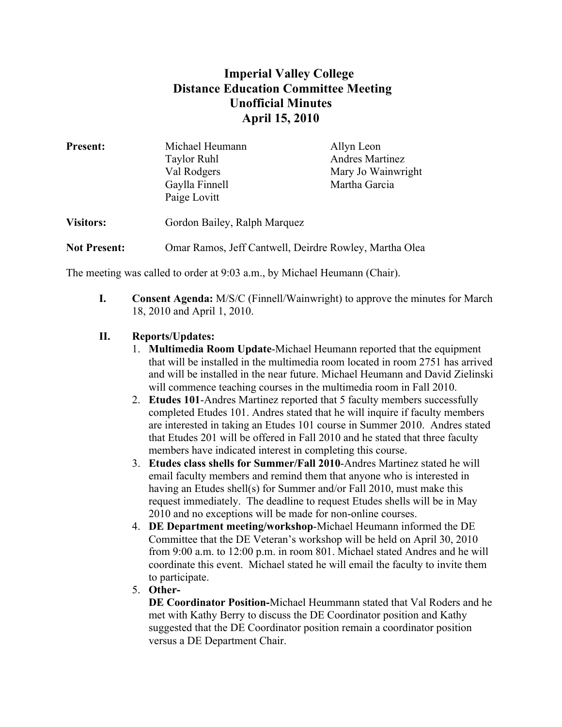# Imperial Valley College
# Distance Education Committee Meeting
# Unofficial Minutes
# April 15, 2010

**Present:** Michael Heumann, Taylor Ruhl, Val Rodgers, Gaylla Finnell, Paige Lovitt, Allyn Leon, Andres Martinez, Mary Jo Wainwright, Martha Garcia

**Visitors:** Gordon Bailey, Ralph Marquez

**Not Present:** Omar Ramos, Jeff Cantwell, Deirdre Rowley, Martha Olea

The meeting was called to order at 9:03 a.m., by Michael Heumann (Chair).

**I. Consent Agenda:** M/S/C (Finnell/Wainwright) to approve the minutes for March 18, 2010 and April 1, 2010.

**II. Reports/Updates:**

1. **Multimedia Room Update**-Michael Heumann reported that the equipment that will be installed in the multimedia room located in room 2751 has arrived and will be installed in the near future. Michael Heumann and David Zielinski will commence teaching courses in the multimedia room in Fall 2010.
2. **Etudes 101**-Andres Martinez reported that 5 faculty members successfully completed Etudes 101. Andres stated that he will inquire if faculty members are interested in taking an Etudes 101 course in Summer 2010. Andres stated that Etudes 201 will be offered in Fall 2010 and he stated that three faculty members have indicated interest in completing this course.
3. **Etudes class shells for Summer/Fall 2010**-Andres Martinez stated he will email faculty members and remind them that anyone who is interested in having an Etudes shell(s) for Summer and/or Fall 2010, must make this request immediately. The deadline to request Etudes shells will be in May 2010 and no exceptions will be made for non-online courses.
4. **DE Department meeting/workshop**-Michael Heumann informed the DE Committee that the DE Veteran's workshop will be held on April 30, 2010 from 9:00 a.m. to 12:00 p.m. in room 801. Michael stated Andres and he will coordinate this event. Michael stated he will email the faculty to invite them to participate.
5. **Other-**
   **DE Coordinator Position-**Michael Heummann stated that Val Roders and he met with Kathy Berry to discuss the DE Coordinator position and Kathy suggested that the DE Coordinator position remain a coordinator position versus a DE Department Chair.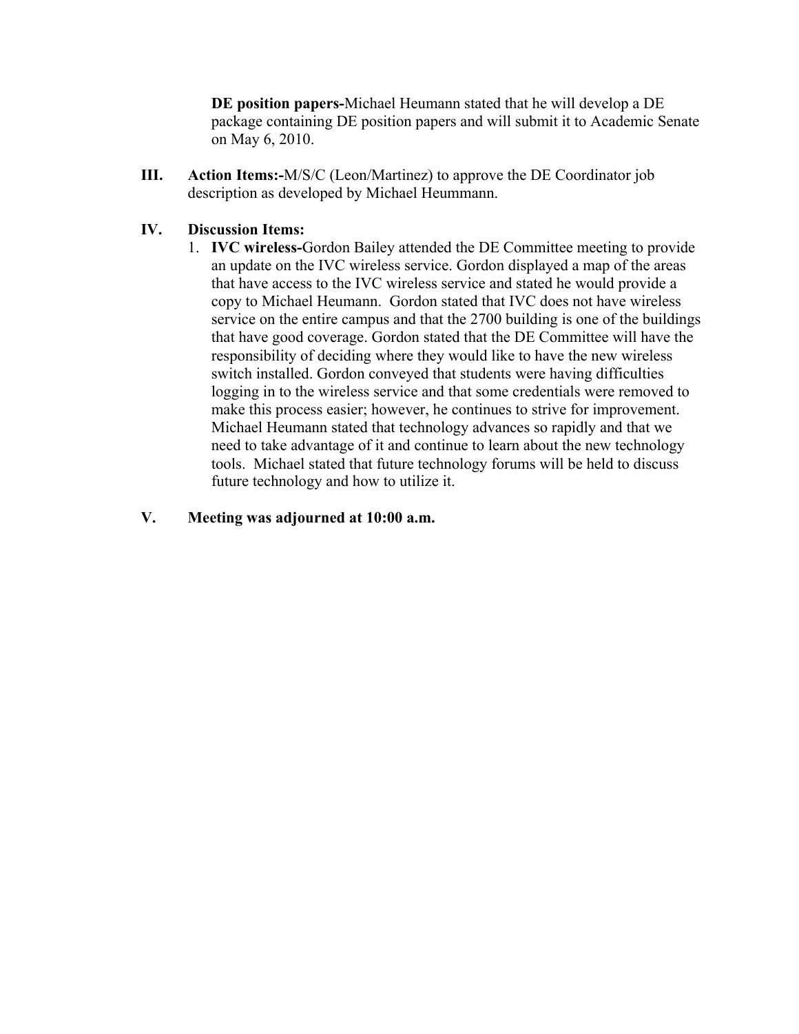**DE position papers-**Michael Heumann stated that he will develop a DE package containing DE position papers and will submit it to Academic Senate on May 6, 2010.

**III. Action Items:-**M/S/C (Leon/Martinez) to approve the DE Coordinator job description as developed by Michael Heummann.

**IV. Discussion Items:**

1. **IVC wireless-**Gordon Bailey attended the DE Committee meeting to provide an update on the IVC wireless service. Gordon displayed a map of the areas that have access to the IVC wireless service and stated he would provide a copy to Michael Heumann. Gordon stated that IVC does not have wireless service on the entire campus and that the 2700 building is one of the buildings that have good coverage. Gordon stated that the DE Committee will have the responsibility of deciding where they would like to have the new wireless switch installed. Gordon conveyed that students were having difficulties logging in to the wireless service and that some credentials were removed to make this process easier; however, he continues to strive for improvement. Michael Heumann stated that technology advances so rapidly and that we need to take advantage of it and continue to learn about the new technology tools. Michael stated that future technology forums will be held to discuss future technology and how to utilize it.

**V. Meeting was adjourned at 10:00 a.m.**